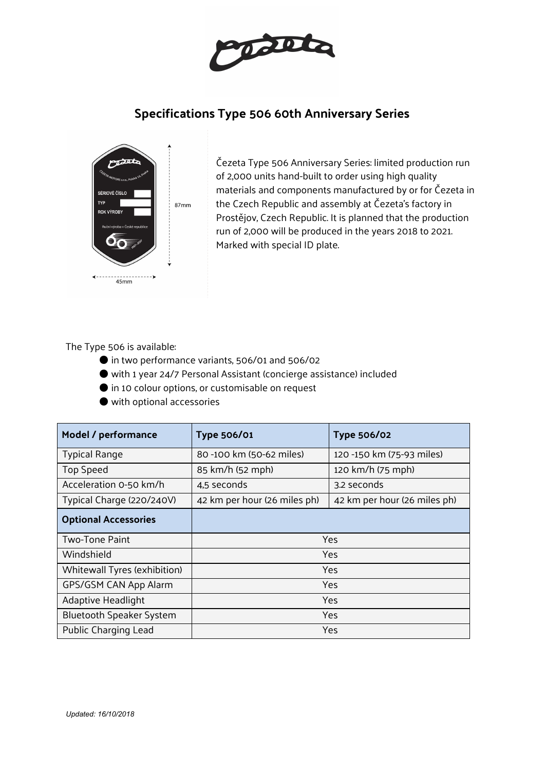## Specifications Type 506 60th Anniversary Series

Čezeta Type 506 Anniversary Series: limited production run of 2,000 units hand-built to order using high quality materials and components manufactured by or for Čezeta in the Czech Republic and assembly at Čezeta's factory in Prostějov, Czech Republic. It is planned that the production run of 2,000 will be produced in the years 2018 to 2021. Marked with special ID plate.

The Type 506 is available:

- in two performance variants, 506/01 and 506/02
- with 1 year 24/7 Personal Assistant (concierge assistance) included
- in 10 colour options, or customisable on request
- with optional accessories

| **Model / performance** | **Type 506/01** | **Type 506/02** |
| --- | --- | --- |
| Typical Range | 80 -100 km (50-62 miles) | 120 -150 km (75-93 miles) |
| Top Speed | 85 km/h (52 mph) | 120 km/h (75 mph) |
| Acceleration 0-50 km/h | 4,5 seconds | 3.2 seconds |
| Typical Charge (220/240V) | 42 km per hour (26 miles ph) | 42 km per hour (26 miles ph) |
| **Optional Accessories** | | |
| Two-Tone Paint | Yes | |
| Windshield | Yes | |
| Whitewall Tyres (exhibition) | Yes | |
| GPS/GSM CAN App Alarm | Yes | |
| Adaptive Headlight | Yes | |
| Bluetooth Speaker System | Yes | |
| Public Charging Lead | Yes | |

*Updated: 16/10/2018*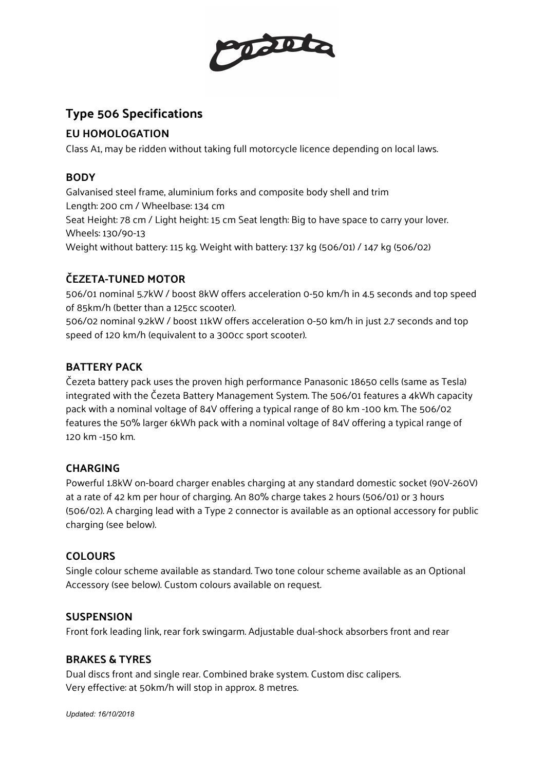## Type 506 Specifications

### EU HOMOLOGATION

Class A1, may be ridden without taking full motorcycle licence depending on local laws.

### BODY

Galvanised steel frame, aluminium forks and composite body shell and trim
Length: 200 cm / Wheelbase: 134 cm
Seat Height: 78 cm / Light height: 15 cm Seat length: Big to have space to carry your lover.
Wheels: 130/90-13
Weight without battery: 115 kg. Weight with battery: 137 kg (506/01) / 147 kg (506/02)

### ČEZETA-TUNED MOTOR

506/01 nominal 5.7kW / boost 8kW offers acceleration 0-50 km/h in 4.5 seconds and top speed of 85km/h (better than a 125cc scooter).
506/02 nominal 9.2kW / boost 11kW offers acceleration 0-50 km/h in just 2.7 seconds and top speed of 120 km/h (equivalent to a 300cc sport scooter).

### BATTERY PACK

Čezeta battery pack uses the proven high performance Panasonic 18650 cells (same as Tesla) integrated with the Čezeta Battery Management System. The 506/01 features a 4kWh capacity pack with a nominal voltage of 84V offering a typical range of 80 km -100 km. The 506/02 features the 50% larger 6kWh pack with a nominal voltage of 84V offering a typical range of 120 km -150 km.

### CHARGING

Powerful 1.8kW on-board charger enables charging at any standard domestic socket (90V-260V) at a rate of 42 km per hour of charging. An 80% charge takes 2 hours (506/01) or 3 hours (506/02). A charging lead with a Type 2 connector is available as an optional accessory for public charging (see below).

### COLOURS

Single colour scheme available as standard. Two tone colour scheme available as an Optional Accessory (see below). Custom colours available on request.

### SUSPENSION

Front fork leading link, rear fork swingarm. Adjustable dual-shock absorbers front and rear

### BRAKES & TYRES

Dual discs front and single rear. Combined brake system. Custom disc calipers.
Very effective: at 50km/h will stop in approx. 8 metres.

*Updated: 16/10/2018*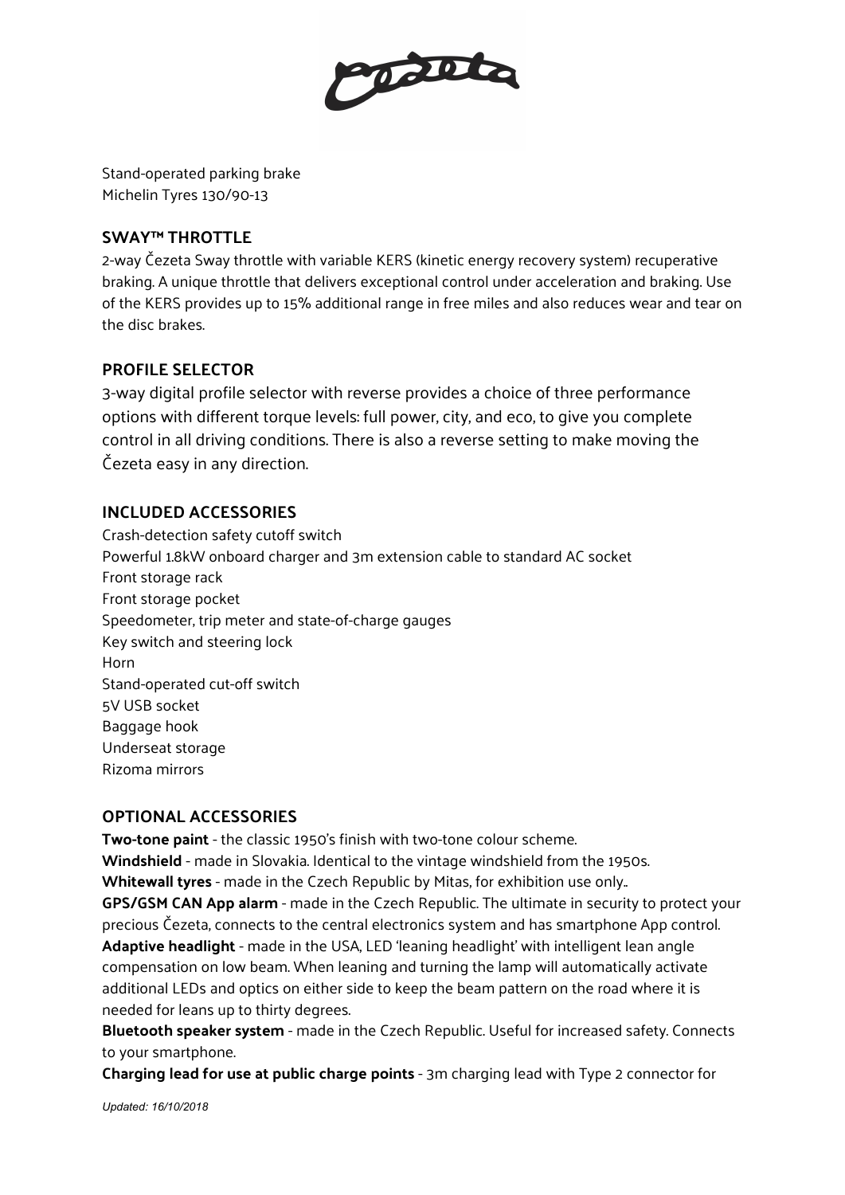Stand-operated parking brake
Michelin Tyres 130/90-13

## SWAY™ THROTTLE

2-way Čezeta Sway throttle with variable KERS (kinetic energy recovery system) recuperative braking. A unique throttle that delivers exceptional control under acceleration and braking. Use of the KERS provides up to 15% additional range in free miles and also reduces wear and tear on the disc brakes.

## PROFILE SELECTOR

3-way digital profile selector with reverse provides a choice of three performance options with different torque levels: full power, city, and eco, to give you complete control in all driving conditions. There is also a reverse setting to make moving the Čezeta easy in any direction.

## INCLUDED ACCESSORIES

Crash-detection safety cutoff switch
Powerful 1.8kW onboard charger and 3m extension cable to standard AC socket
Front storage rack
Front storage pocket
Speedometer, trip meter and state-of-charge gauges
Key switch and steering lock
Horn
Stand-operated cut-off switch
5V USB socket
Baggage hook
Underseat storage
Rizoma mirrors

## OPTIONAL ACCESSORIES

**Two-tone paint** - the classic 1950's finish with two-tone colour scheme.
**Windshield** - made in Slovakia. Identical to the vintage windshield from the 1950s.
**Whitewall tyres** - made in the Czech Republic by Mitas, for exhibition use only..
**GPS/GSM CAN App alarm** - made in the Czech Republic. The ultimate in security to protect your precious Čezeta, connects to the central electronics system and has smartphone App control.
**Adaptive headlight** - made in the USA, LED 'leaning headlight' with intelligent lean angle compensation on low beam. When leaning and turning the lamp will automatically activate additional LEDs and optics on either side to keep the beam pattern on the road where it is needed for leans up to thirty degrees.
**Bluetooth speaker system** - made in the Czech Republic. Useful for increased safety. Connects to your smartphone.
**Charging lead for use at public charge points** - 3m charging lead with Type 2 connector for

*Updated: 16/10/2018*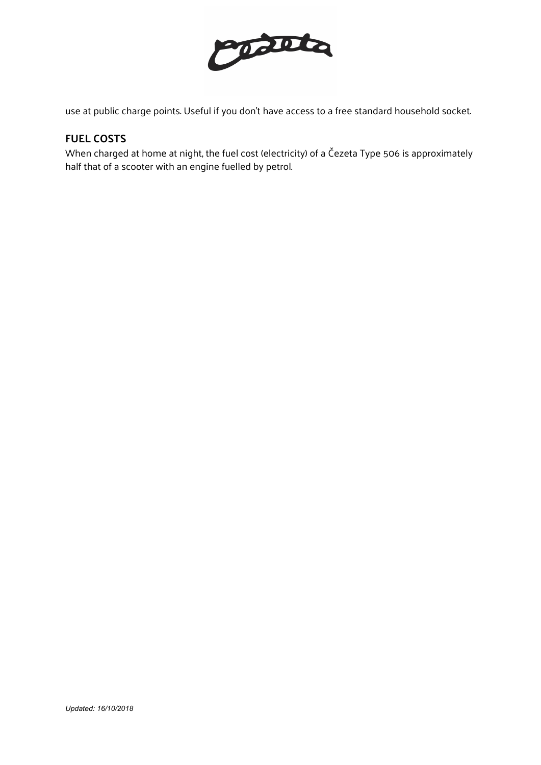use at public charge points. Useful if you don't have access to a free standard household socket.

## FUEL COSTS

When charged at home at night, the fuel cost (electricity) of a Čezeta Type 506 is approximately half that of a scooter with an engine fuelled by petrol.

*Updated: 16/10/2018*